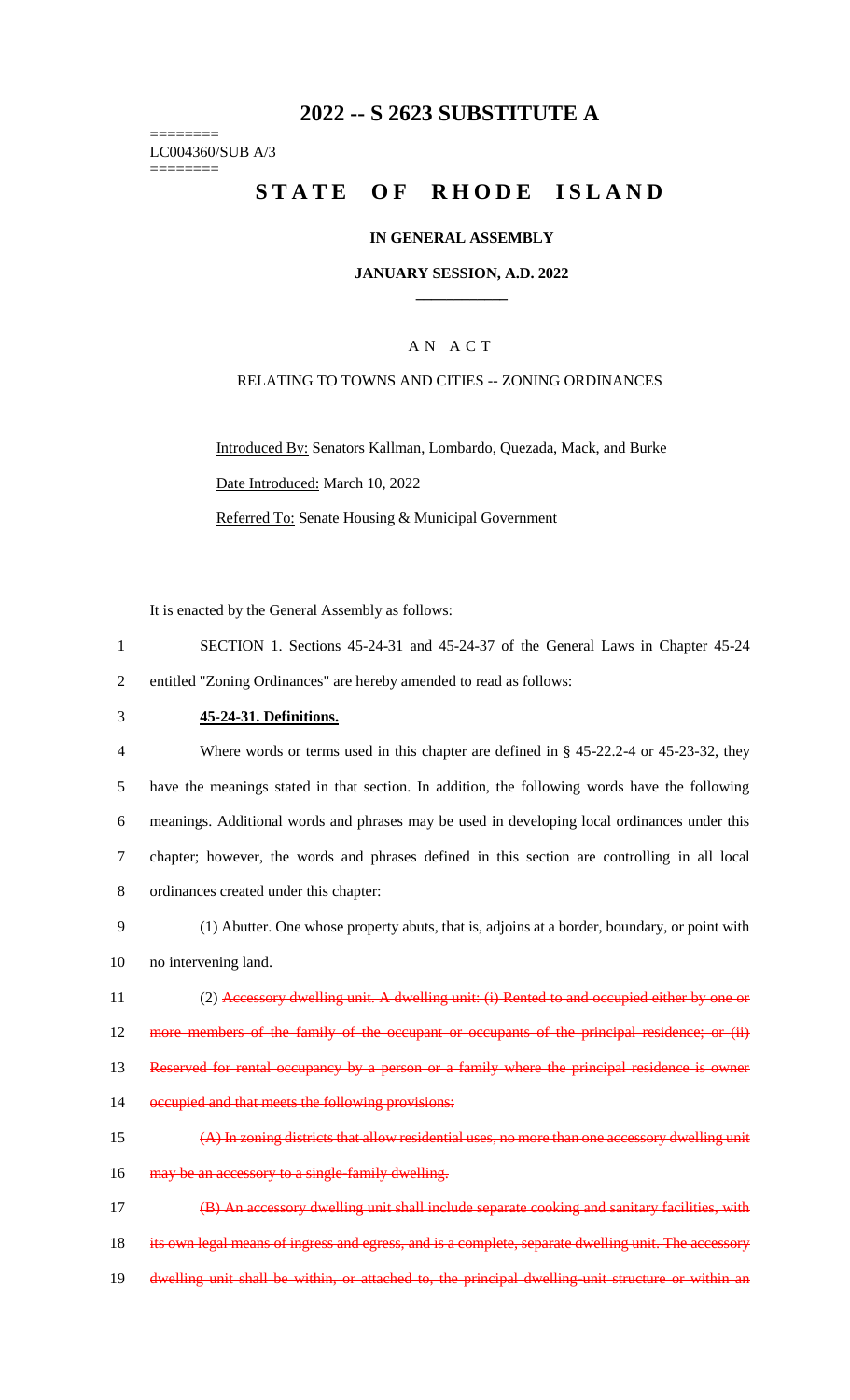# 2022 -- S 2623 SUBSTITUTE A

========
LC004360/SUB A/3
========

# STATE OF RHODE ISLAND

**IN GENERAL ASSEMBLY**

**JANUARY SESSION, A.D. 2022**

A N A C T

RELATING TO TOWNS AND CITIES -- ZONING ORDINANCES

Introduced By: Senators Kallman, Lombardo, Quezada, Mack, and Burke

Date Introduced: March 10, 2022

Referred To: Senate Housing & Municipal Government

It is enacted by the General Assembly as follows:

1 SECTION 1. Sections 45-24-31 and 45-24-37 of the General Laws in Chapter 45-24
2 entitled "Zoning Ordinances" are hereby amended to read as follows:

3 **45-24-31. Definitions.**

4 Where words or terms used in this chapter are defined in § 45-22.2-4 or 45-23-32, they
5 have the meanings stated in that section. In addition, the following words have the following
6 meanings. Additional words and phrases may be used in developing local ordinances under this
7 chapter; however, the words and phrases defined in this section are controlling in all local
8 ordinances created under this chapter:

9 (1) Abutter. One whose property abuts, that is, adjoins at a border, boundary, or point with
10 no intervening land.

11 (2) ~~Accessory dwelling unit. A dwelling unit: (i) Rented to and occupied either by one or~~
12 ~~more members of the family of the occupant or occupants of the principal residence; or (ii)~~
13 ~~Reserved for rental occupancy by a person or a family where the principal residence is owner~~
14 ~~occupied and that meets the following provisions:~~

15 ~~(A) In zoning districts that allow residential uses, no more than one accessory dwelling unit~~
16 ~~may be an accessory to a single-family dwelling.~~

17 ~~(B) An accessory dwelling unit shall include separate cooking and sanitary facilities, with~~
18 ~~its own legal means of ingress and egress, and is a complete, separate dwelling unit. The accessory~~
19 ~~dwelling unit shall be within, or attached to, the principal dwelling-unit structure or within an~~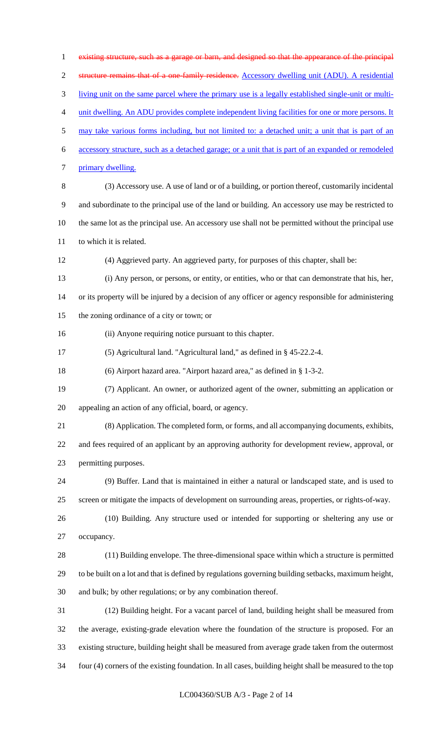~~existing structure, such as a garage or barn, and designed so that the appearance of the principal structure remains that of a one-family residence.~~ <u>Accessory dwelling unit (ADU). A residential living unit on the same parcel where the primary use is a legally established single-unit or multi-unit dwelling. An ADU provides complete independent living facilities for one or more persons. It may take various forms including, but not limited to: a detached unit; a unit that is part of an accessory structure, such as a detached garage; or a unit that is part of an expanded or remodeled primary dwelling.</u>

(3) Accessory use. A use of land or of a building, or portion thereof, customarily incidental and subordinate to the principal use of the land or building. An accessory use may be restricted to the same lot as the principal use. An accessory use shall not be permitted without the principal use to which it is related.

(4) Aggrieved party. An aggrieved party, for purposes of this chapter, shall be:

(i) Any person, or persons, or entity, or entities, who or that can demonstrate that his, her, or its property will be injured by a decision of any officer or agency responsible for administering the zoning ordinance of a city or town; or

(ii) Anyone requiring notice pursuant to this chapter.

(5) Agricultural land. "Agricultural land," as defined in § 45-22.2-4.

(6) Airport hazard area. "Airport hazard area," as defined in § 1-3-2.

(7) Applicant. An owner, or authorized agent of the owner, submitting an application or appealing an action of any official, board, or agency.

(8) Application. The completed form, or forms, and all accompanying documents, exhibits, and fees required of an applicant by an approving authority for development review, approval, or permitting purposes.

(9) Buffer. Land that is maintained in either a natural or landscaped state, and is used to screen or mitigate the impacts of development on surrounding areas, properties, or rights-of-way.

(10) Building. Any structure used or intended for supporting or sheltering any use or occupancy.

(11) Building envelope. The three-dimensional space within which a structure is permitted to be built on a lot and that is defined by regulations governing building setbacks, maximum height, and bulk; by other regulations; or by any combination thereof.

(12) Building height. For a vacant parcel of land, building height shall be measured from the average, existing-grade elevation where the foundation of the structure is proposed. For an existing structure, building height shall be measured from average grade taken from the outermost four (4) corners of the existing foundation. In all cases, building height shall be measured to the top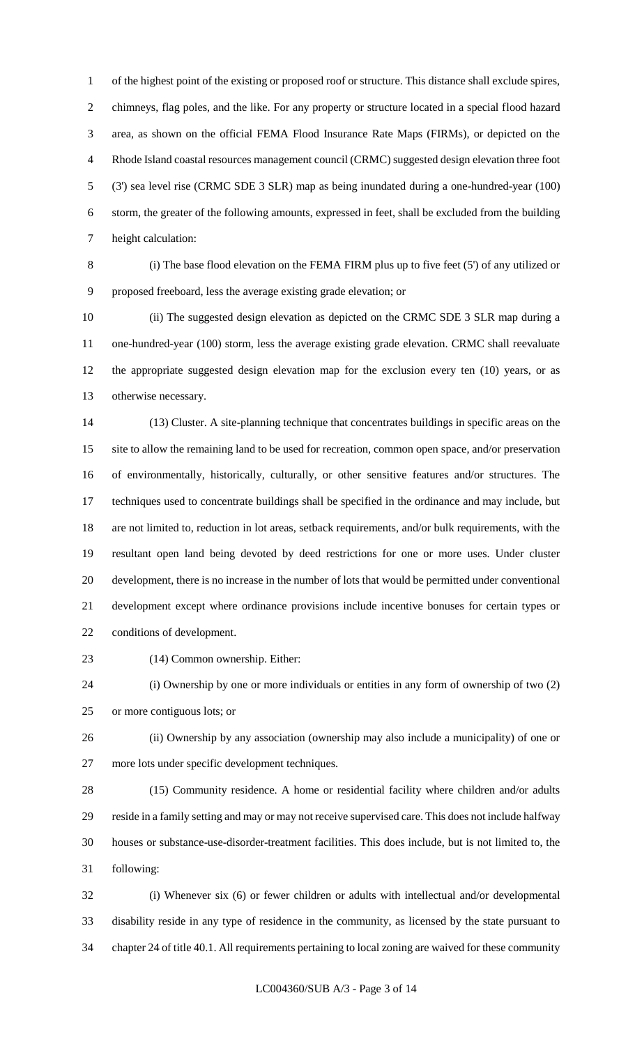of the highest point of the existing or proposed roof or structure. This distance shall exclude spires, chimneys, flag poles, and the like. For any property or structure located in a special flood hazard area, as shown on the official FEMA Flood Insurance Rate Maps (FIRMs), or depicted on the Rhode Island coastal resources management council (CRMC) suggested design elevation three foot (3') sea level rise (CRMC SDE 3 SLR) map as being inundated during a one-hundred-year (100) storm, the greater of the following amounts, expressed in feet, shall be excluded from the building height calculation:

(i) The base flood elevation on the FEMA FIRM plus up to five feet (5') of any utilized or proposed freeboard, less the average existing grade elevation; or

(ii) The suggested design elevation as depicted on the CRMC SDE 3 SLR map during a one-hundred-year (100) storm, less the average existing grade elevation. CRMC shall reevaluate the appropriate suggested design elevation map for the exclusion every ten (10) years, or as otherwise necessary.

(13) Cluster. A site-planning technique that concentrates buildings in specific areas on the site to allow the remaining land to be used for recreation, common open space, and/or preservation of environmentally, historically, culturally, or other sensitive features and/or structures. The techniques used to concentrate buildings shall be specified in the ordinance and may include, but are not limited to, reduction in lot areas, setback requirements, and/or bulk requirements, with the resultant open land being devoted by deed restrictions for one or more uses. Under cluster development, there is no increase in the number of lots that would be permitted under conventional development except where ordinance provisions include incentive bonuses for certain types or conditions of development.

(14) Common ownership. Either:

(i) Ownership by one or more individuals or entities in any form of ownership of two (2) or more contiguous lots; or

(ii) Ownership by any association (ownership may also include a municipality) of one or more lots under specific development techniques.

(15) Community residence. A home or residential facility where children and/or adults reside in a family setting and may or may not receive supervised care. This does not include halfway houses or substance-use-disorder-treatment facilities. This does include, but is not limited to, the following:

(i) Whenever six (6) or fewer children or adults with intellectual and/or developmental disability reside in any type of residence in the community, as licensed by the state pursuant to chapter 24 of title 40.1. All requirements pertaining to local zoning are waived for these community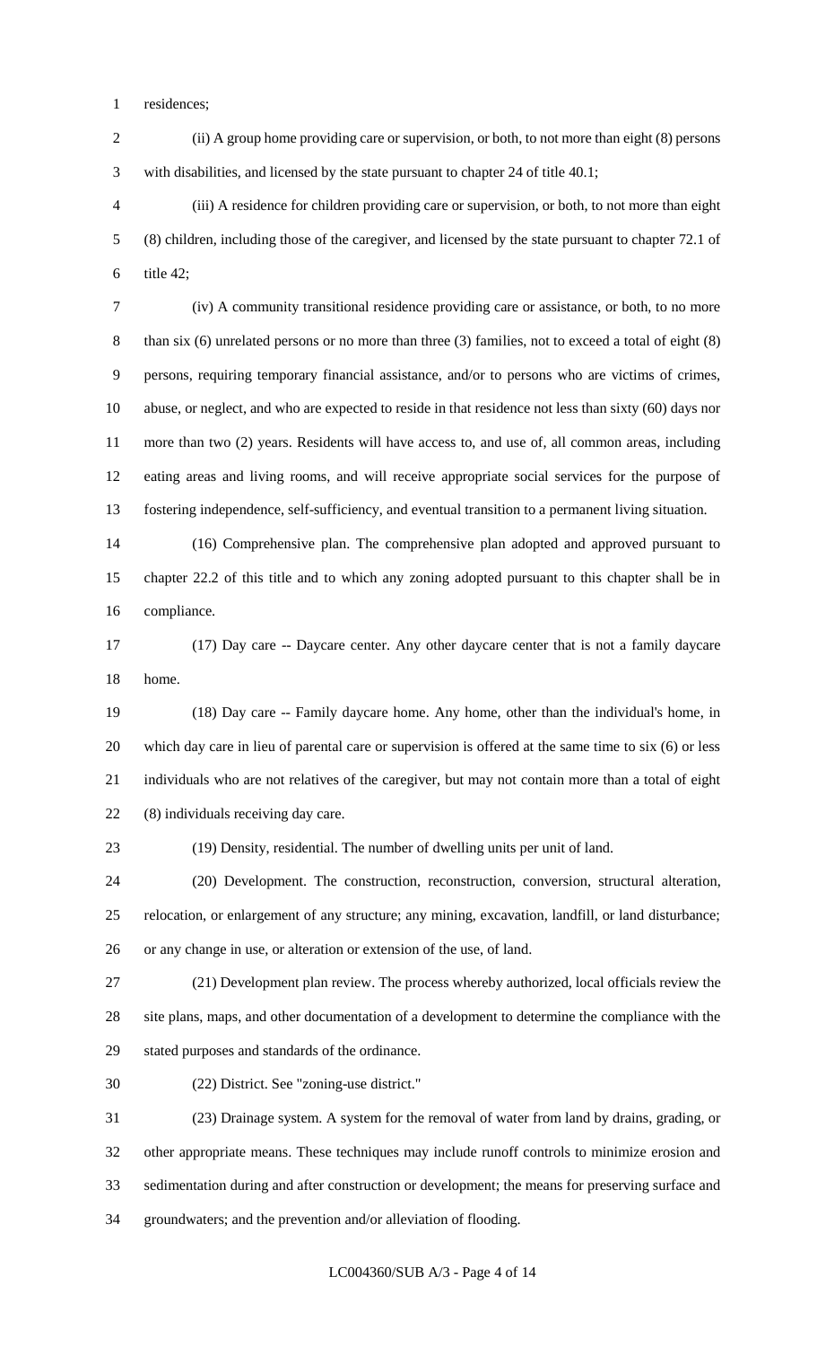residences;

(ii) A group home providing care or supervision, or both, to not more than eight (8) persons with disabilities, and licensed by the state pursuant to chapter 24 of title 40.1;

(iii) A residence for children providing care or supervision, or both, to not more than eight (8) children, including those of the caregiver, and licensed by the state pursuant to chapter 72.1 of title 42;

(iv) A community transitional residence providing care or assistance, or both, to no more than six (6) unrelated persons or no more than three (3) families, not to exceed a total of eight (8) persons, requiring temporary financial assistance, and/or to persons who are victims of crimes, abuse, or neglect, and who are expected to reside in that residence not less than sixty (60) days nor more than two (2) years. Residents will have access to, and use of, all common areas, including eating areas and living rooms, and will receive appropriate social services for the purpose of fostering independence, self-sufficiency, and eventual transition to a permanent living situation.

(16) Comprehensive plan. The comprehensive plan adopted and approved pursuant to chapter 22.2 of this title and to which any zoning adopted pursuant to this chapter shall be in compliance.

(17) Day care -- Daycare center. Any other daycare center that is not a family daycare home.

(18) Day care -- Family daycare home. Any home, other than the individual's home, in which day care in lieu of parental care or supervision is offered at the same time to six (6) or less individuals who are not relatives of the caregiver, but may not contain more than a total of eight (8) individuals receiving day care.

(19) Density, residential. The number of dwelling units per unit of land.

(20) Development. The construction, reconstruction, conversion, structural alteration, relocation, or enlargement of any structure; any mining, excavation, landfill, or land disturbance; or any change in use, or alteration or extension of the use, of land.

(21) Development plan review. The process whereby authorized, local officials review the site plans, maps, and other documentation of a development to determine the compliance with the stated purposes and standards of the ordinance.

(22) District. See "zoning-use district."

(23) Drainage system. A system for the removal of water from land by drains, grading, or other appropriate means. These techniques may include runoff controls to minimize erosion and sedimentation during and after construction or development; the means for preserving surface and groundwaters; and the prevention and/or alleviation of flooding.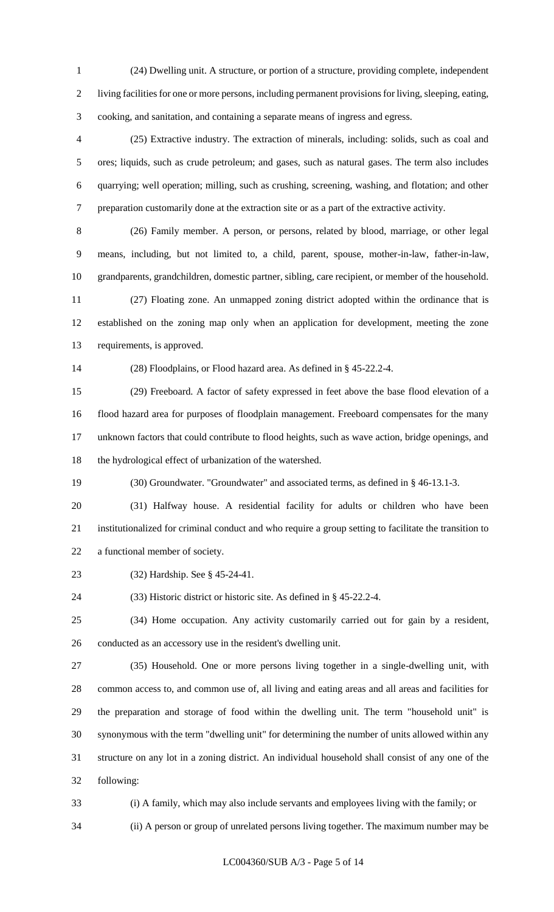(24) Dwelling unit. A structure, or portion of a structure, providing complete, independent living facilities for one or more persons, including permanent provisions for living, sleeping, eating, cooking, and sanitation, and containing a separate means of ingress and egress.

(25) Extractive industry. The extraction of minerals, including: solids, such as coal and ores; liquids, such as crude petroleum; and gases, such as natural gases. The term also includes quarrying; well operation; milling, such as crushing, screening, washing, and flotation; and other preparation customarily done at the extraction site or as a part of the extractive activity.

(26) Family member. A person, or persons, related by blood, marriage, or other legal means, including, but not limited to, a child, parent, spouse, mother-in-law, father-in-law, grandparents, grandchildren, domestic partner, sibling, care recipient, or member of the household.

(27) Floating zone. An unmapped zoning district adopted within the ordinance that is established on the zoning map only when an application for development, meeting the zone requirements, is approved.

(28) Floodplains, or Flood hazard area. As defined in § 45-22.2-4.

(29) Freeboard. A factor of safety expressed in feet above the base flood elevation of a flood hazard area for purposes of floodplain management. Freeboard compensates for the many unknown factors that could contribute to flood heights, such as wave action, bridge openings, and the hydrological effect of urbanization of the watershed.

(30) Groundwater. "Groundwater" and associated terms, as defined in § 46-13.1-3.

(31) Halfway house. A residential facility for adults or children who have been institutionalized for criminal conduct and who require a group setting to facilitate the transition to a functional member of society.

(32) Hardship. See § 45-24-41.

(33) Historic district or historic site. As defined in § 45-22.2-4.

(34) Home occupation. Any activity customarily carried out for gain by a resident, conducted as an accessory use in the resident's dwelling unit.

(35) Household. One or more persons living together in a single-dwelling unit, with common access to, and common use of, all living and eating areas and all areas and facilities for the preparation and storage of food within the dwelling unit. The term "household unit" is synonymous with the term "dwelling unit" for determining the number of units allowed within any structure on any lot in a zoning district. An individual household shall consist of any one of the following:

(i) A family, which may also include servants and employees living with the family; or

(ii) A person or group of unrelated persons living together. The maximum number may be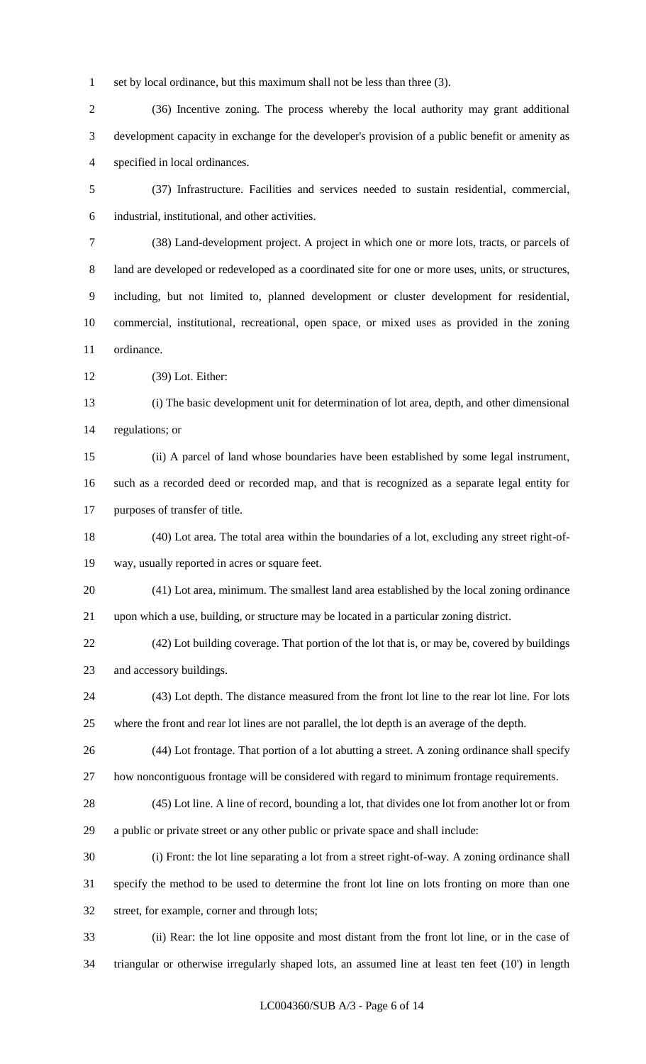set by local ordinance, but this maximum shall not be less than three (3).

(36) Incentive zoning. The process whereby the local authority may grant additional development capacity in exchange for the developer's provision of a public benefit or amenity as specified in local ordinances.

(37) Infrastructure. Facilities and services needed to sustain residential, commercial, industrial, institutional, and other activities.

(38) Land-development project. A project in which one or more lots, tracts, or parcels of land are developed or redeveloped as a coordinated site for one or more uses, units, or structures, including, but not limited to, planned development or cluster development for residential, commercial, institutional, recreational, open space, or mixed uses as provided in the zoning ordinance.

(39) Lot. Either:

(i) The basic development unit for determination of lot area, depth, and other dimensional regulations; or

(ii) A parcel of land whose boundaries have been established by some legal instrument, such as a recorded deed or recorded map, and that is recognized as a separate legal entity for purposes of transfer of title.

(40) Lot area. The total area within the boundaries of a lot, excluding any street right-of-way, usually reported in acres or square feet.

(41) Lot area, minimum. The smallest land area established by the local zoning ordinance upon which a use, building, or structure may be located in a particular zoning district.

(42) Lot building coverage. That portion of the lot that is, or may be, covered by buildings and accessory buildings.

(43) Lot depth. The distance measured from the front lot line to the rear lot line. For lots where the front and rear lot lines are not parallel, the lot depth is an average of the depth.

(44) Lot frontage. That portion of a lot abutting a street. A zoning ordinance shall specify how noncontiguous frontage will be considered with regard to minimum frontage requirements.

(45) Lot line. A line of record, bounding a lot, that divides one lot from another lot or from a public or private street or any other public or private space and shall include:

(i) Front: the lot line separating a lot from a street right-of-way. A zoning ordinance shall specify the method to be used to determine the front lot line on lots fronting on more than one street, for example, corner and through lots;

(ii) Rear: the lot line opposite and most distant from the front lot line, or in the case of triangular or otherwise irregularly shaped lots, an assumed line at least ten feet (10') in length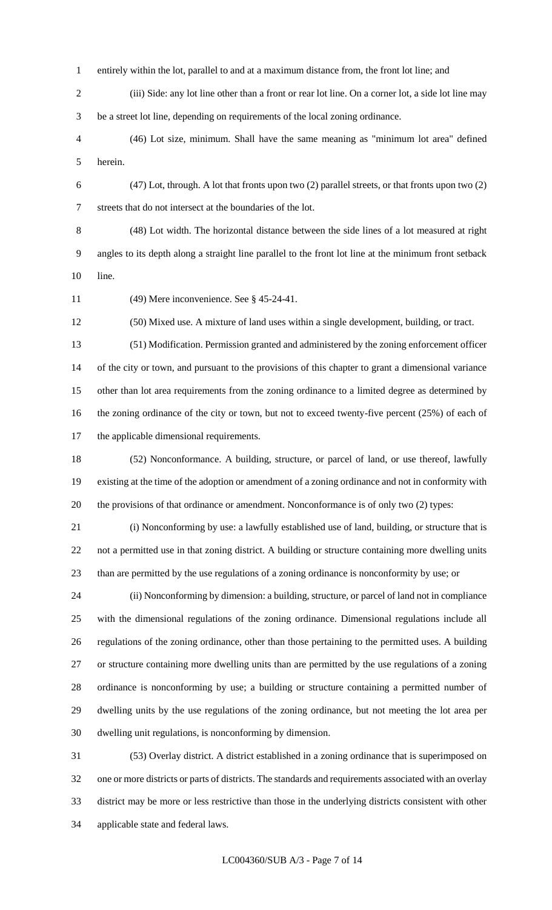entirely within the lot, parallel to and at a maximum distance from, the front lot line; and

(iii) Side: any lot line other than a front or rear lot line. On a corner lot, a side lot line may be a street lot line, depending on requirements of the local zoning ordinance.

(46) Lot size, minimum. Shall have the same meaning as "minimum lot area" defined herein.

(47) Lot, through. A lot that fronts upon two (2) parallel streets, or that fronts upon two (2) streets that do not intersect at the boundaries of the lot.

(48) Lot width. The horizontal distance between the side lines of a lot measured at right angles to its depth along a straight line parallel to the front lot line at the minimum front setback line.

(49) Mere inconvenience. See § 45-24-41.

(50) Mixed use. A mixture of land uses within a single development, building, or tract.

(51) Modification. Permission granted and administered by the zoning enforcement officer of the city or town, and pursuant to the provisions of this chapter to grant a dimensional variance other than lot area requirements from the zoning ordinance to a limited degree as determined by the zoning ordinance of the city or town, but not to exceed twenty-five percent (25%) of each of the applicable dimensional requirements.

(52) Nonconformance. A building, structure, or parcel of land, or use thereof, lawfully existing at the time of the adoption or amendment of a zoning ordinance and not in conformity with the provisions of that ordinance or amendment. Nonconformance is of only two (2) types:

(i) Nonconforming by use: a lawfully established use of land, building, or structure that is not a permitted use in that zoning district. A building or structure containing more dwelling units than are permitted by the use regulations of a zoning ordinance is nonconformity by use; or

(ii) Nonconforming by dimension: a building, structure, or parcel of land not in compliance with the dimensional regulations of the zoning ordinance. Dimensional regulations include all regulations of the zoning ordinance, other than those pertaining to the permitted uses. A building or structure containing more dwelling units than are permitted by the use regulations of a zoning ordinance is nonconforming by use; a building or structure containing a permitted number of dwelling units by the use regulations of the zoning ordinance, but not meeting the lot area per dwelling unit regulations, is nonconforming by dimension.

(53) Overlay district. A district established in a zoning ordinance that is superimposed on one or more districts or parts of districts. The standards and requirements associated with an overlay district may be more or less restrictive than those in the underlying districts consistent with other applicable state and federal laws.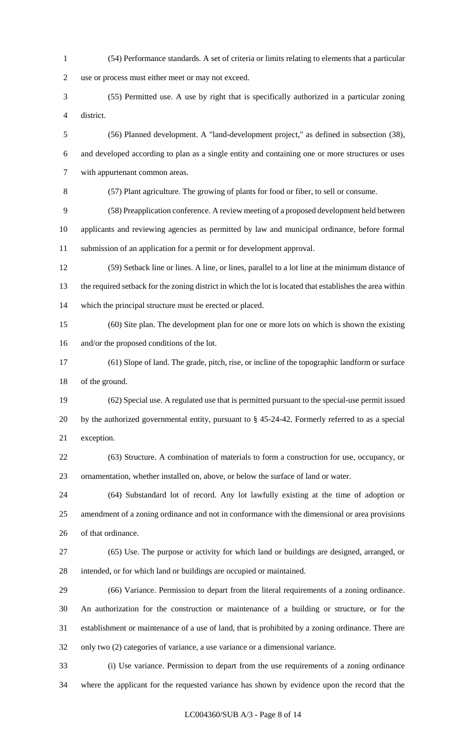(54) Performance standards. A set of criteria or limits relating to elements that a particular use or process must either meet or may not exceed.

(55) Permitted use. A use by right that is specifically authorized in a particular zoning district.

(56) Planned development. A "land-development project," as defined in subsection (38), and developed according to plan as a single entity and containing one or more structures or uses with appurtenant common areas.

(57) Plant agriculture. The growing of plants for food or fiber, to sell or consume.

(58) Preapplication conference. A review meeting of a proposed development held between applicants and reviewing agencies as permitted by law and municipal ordinance, before formal submission of an application for a permit or for development approval.

(59) Setback line or lines. A line, or lines, parallel to a lot line at the minimum distance of the required setback for the zoning district in which the lot is located that establishes the area within which the principal structure must be erected or placed.

(60) Site plan. The development plan for one or more lots on which is shown the existing and/or the proposed conditions of the lot.

(61) Slope of land. The grade, pitch, rise, or incline of the topographic landform or surface of the ground.

(62) Special use. A regulated use that is permitted pursuant to the special-use permit issued by the authorized governmental entity, pursuant to § 45-24-42. Formerly referred to as a special exception.

(63) Structure. A combination of materials to form a construction for use, occupancy, or ornamentation, whether installed on, above, or below the surface of land or water.

(64) Substandard lot of record. Any lot lawfully existing at the time of adoption or amendment of a zoning ordinance and not in conformance with the dimensional or area provisions of that ordinance.

(65) Use. The purpose or activity for which land or buildings are designed, arranged, or intended, or for which land or buildings are occupied or maintained.

(66) Variance. Permission to depart from the literal requirements of a zoning ordinance. An authorization for the construction or maintenance of a building or structure, or for the establishment or maintenance of a use of land, that is prohibited by a zoning ordinance. There are only two (2) categories of variance, a use variance or a dimensional variance.

(i) Use variance. Permission to depart from the use requirements of a zoning ordinance where the applicant for the requested variance has shown by evidence upon the record that the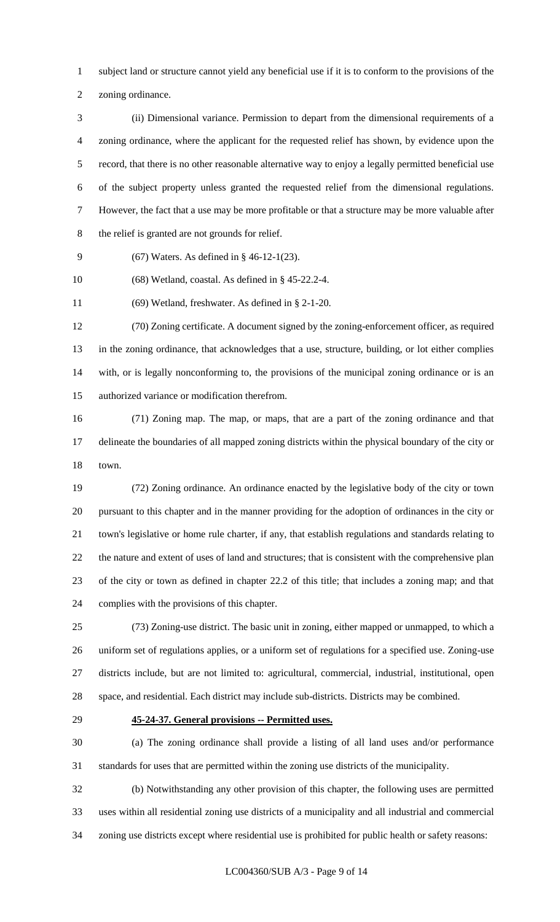subject land or structure cannot yield any beneficial use if it is to conform to the provisions of the zoning ordinance.

(ii) Dimensional variance. Permission to depart from the dimensional requirements of a zoning ordinance, where the applicant for the requested relief has shown, by evidence upon the record, that there is no other reasonable alternative way to enjoy a legally permitted beneficial use of the subject property unless granted the requested relief from the dimensional regulations. However, the fact that a use may be more profitable or that a structure may be more valuable after the relief is granted are not grounds for relief.

(67) Waters. As defined in § 46-12-1(23).

(68) Wetland, coastal. As defined in § 45-22.2-4.

(69) Wetland, freshwater. As defined in § 2-1-20.

(70) Zoning certificate. A document signed by the zoning-enforcement officer, as required in the zoning ordinance, that acknowledges that a use, structure, building, or lot either complies with, or is legally nonconforming to, the provisions of the municipal zoning ordinance or is an authorized variance or modification therefrom.

(71) Zoning map. The map, or maps, that are a part of the zoning ordinance and that delineate the boundaries of all mapped zoning districts within the physical boundary of the city or town.

(72) Zoning ordinance. An ordinance enacted by the legislative body of the city or town pursuant to this chapter and in the manner providing for the adoption of ordinances in the city or town's legislative or home rule charter, if any, that establish regulations and standards relating to the nature and extent of uses of land and structures; that is consistent with the comprehensive plan of the city or town as defined in chapter 22.2 of this title; that includes a zoning map; and that complies with the provisions of this chapter.

(73) Zoning-use district. The basic unit in zoning, either mapped or unmapped, to which a uniform set of regulations applies, or a uniform set of regulations for a specified use. Zoning-use districts include, but are not limited to: agricultural, commercial, industrial, institutional, open space, and residential. Each district may include sub-districts. Districts may be combined.

**45-24-37. General provisions -- Permitted uses.**

(a) The zoning ordinance shall provide a listing of all land uses and/or performance standards for uses that are permitted within the zoning use districts of the municipality.

(b) Notwithstanding any other provision of this chapter, the following uses are permitted uses within all residential zoning use districts of a municipality and all industrial and commercial zoning use districts except where residential use is prohibited for public health or safety reasons: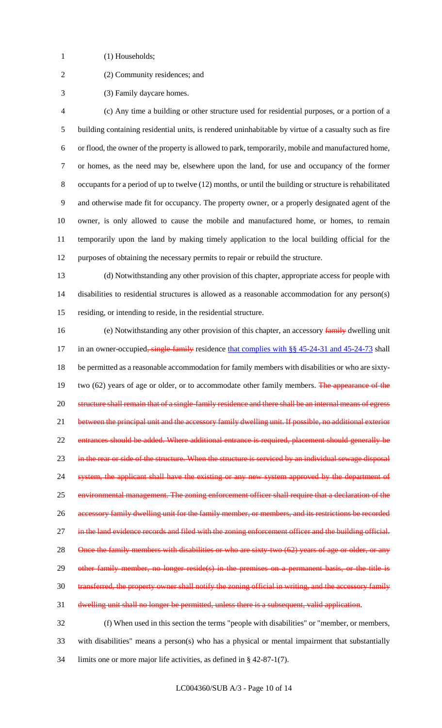(1) Households;

(2) Community residences; and

(3) Family daycare homes.

(c) Any time a building or other structure used for residential purposes, or a portion of a building containing residential units, is rendered uninhabitable by virtue of a casualty such as fire or flood, the owner of the property is allowed to park, temporarily, mobile and manufactured home, or homes, as the need may be, elsewhere upon the land, for use and occupancy of the former occupants for a period of up to twelve (12) months, or until the building or structure is rehabilitated and otherwise made fit for occupancy. The property owner, or a properly designated agent of the owner, is only allowed to cause the mobile and manufactured home, or homes, to remain temporarily upon the land by making timely application to the local building official for the purposes of obtaining the necessary permits to repair or rebuild the structure.

(d) Notwithstanding any other provision of this chapter, appropriate access for people with disabilities to residential structures is allowed as a reasonable accommodation for any person(s) residing, or intending to reside, in the residential structure.

(e) Notwithstanding any other provision of this chapter, an accessory ~~family~~ dwelling unit in an owner-occupied~~, single-family~~ residence <u>that complies with §§ 45-24-31 and 45-24-73</u> shall be permitted as a reasonable accommodation for family members with disabilities or who are sixty-two (62) years of age or older, or to accommodate other family members. ~~The appearance of the structure shall remain that of a single-family residence and there shall be an internal means of egress between the principal unit and the accessory family dwelling unit. If possible, no additional exterior entrances should be added. Where additional entrance is required, placement should generally be in the rear or side of the structure. When the structure is serviced by an individual sewage disposal system, the applicant shall have the existing or any new system approved by the department of environmental management. The zoning enforcement officer shall require that a declaration of the accessory family dwelling unit for the family member, or members, and its restrictions be recorded in the land evidence records and filed with the zoning enforcement officer and the building official. Once the family members with disabilities or who are sixty-two (62) years of age or older, or any other family member, no longer reside(s) in the premises on a permanent basis, or the title is transferred, the property owner shall notify the zoning official in writing, and the accessory family dwelling unit shall no longer be permitted, unless there is a subsequent, valid application~~.

(f) When used in this section the terms "people with disabilities" or "member, or members, with disabilities" means a person(s) who has a physical or mental impairment that substantially limits one or more major life activities, as defined in § 42-87-1(7).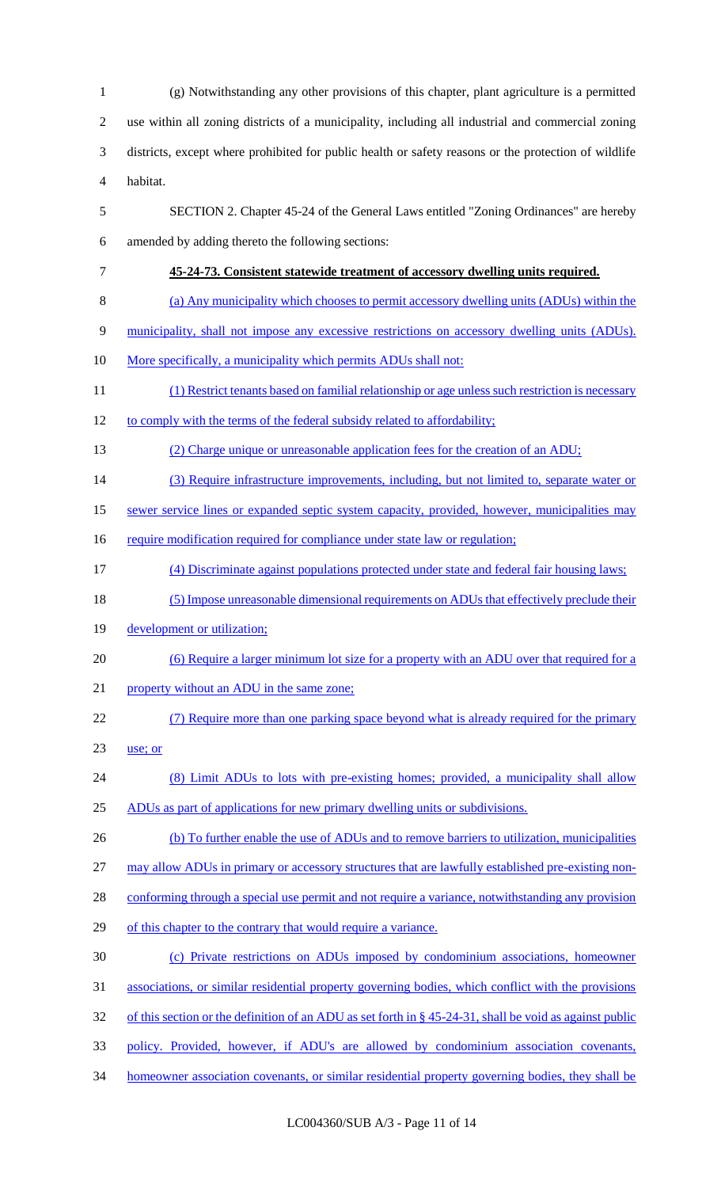(g) Notwithstanding any other provisions of this chapter, plant agriculture is a permitted use within all zoning districts of a municipality, including all industrial and commercial zoning districts, except where prohibited for public health or safety reasons or the protection of wildlife habitat.

SECTION 2. Chapter 45-24 of the General Laws entitled "Zoning Ordinances" are hereby amended by adding thereto the following sections:

**45-24-73. Consistent statewide treatment of accessory dwelling units required.**

(a) Any municipality which chooses to permit accessory dwelling units (ADUs) within the municipality, shall not impose any excessive restrictions on accessory dwelling units (ADUs). More specifically, a municipality which permits ADUs shall not:

(1) Restrict tenants based on familial relationship or age unless such restriction is necessary to comply with the terms of the federal subsidy related to affordability;

(2) Charge unique or unreasonable application fees for the creation of an ADU;

(3) Require infrastructure improvements, including, but not limited to, separate water or sewer service lines or expanded septic system capacity, provided, however, municipalities may require modification required for compliance under state law or regulation;

(4) Discriminate against populations protected under state and federal fair housing laws;

(5) Impose unreasonable dimensional requirements on ADUs that effectively preclude their development or utilization;

(6) Require a larger minimum lot size for a property with an ADU over that required for a property without an ADU in the same zone;

(7) Require more than one parking space beyond what is already required for the primary use; or

(8) Limit ADUs to lots with pre-existing homes; provided, a municipality shall allow ADUs as part of applications for new primary dwelling units or subdivisions.

(b) To further enable the use of ADUs and to remove barriers to utilization, municipalities may allow ADUs in primary or accessory structures that are lawfully established pre-existing non-conforming through a special use permit and not require a variance, notwithstanding any provision of this chapter to the contrary that would require a variance.

(c) Private restrictions on ADUs imposed by condominium associations, homeowner associations, or similar residential property governing bodies, which conflict with the provisions of this section or the definition of an ADU as set forth in § 45-24-31, shall be void as against public policy. Provided, however, if ADU's are allowed by condominium association covenants, homeowner association covenants, or similar residential property governing bodies, they shall be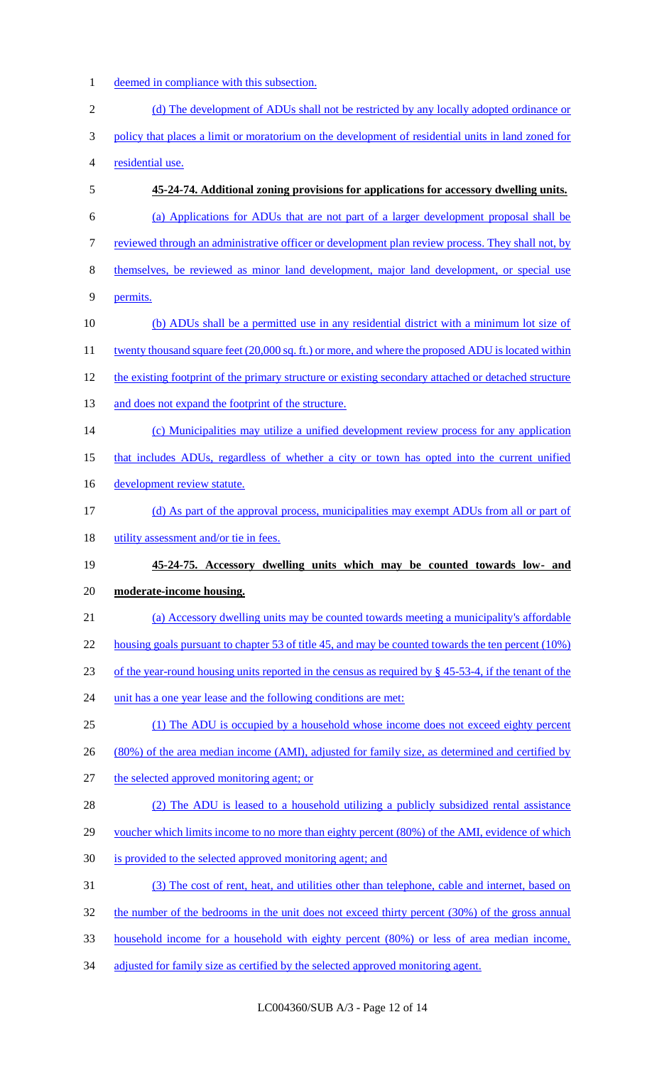deemed in compliance with this subsection.

(d) The development of ADUs shall not be restricted by any locally adopted ordinance or policy that places a limit or moratorium on the development of residential units in land zoned for residential use.

**45-24-74. Additional zoning provisions for applications for accessory dwelling units.**

(a) Applications for ADUs that are not part of a larger development proposal shall be reviewed through an administrative officer or development plan review process. They shall not, by themselves, be reviewed as minor land development, major land development, or special use permits.

(b) ADUs shall be a permitted use in any residential district with a minimum lot size of twenty thousand square feet (20,000 sq. ft.) or more, and where the proposed ADU is located within the existing footprint of the primary structure or existing secondary attached or detached structure and does not expand the footprint of the structure.

(c) Municipalities may utilize a unified development review process for any application that includes ADUs, regardless of whether a city or town has opted into the current unified development review statute.

(d) As part of the approval process, municipalities may exempt ADUs from all or part of utility assessment and/or tie in fees.

**45-24-75. Accessory dwelling units which may be counted towards low- and moderate-income housing.**

(a) Accessory dwelling units may be counted towards meeting a municipality's affordable housing goals pursuant to chapter 53 of title 45, and may be counted towards the ten percent (10%) of the year-round housing units reported in the census as required by § 45-53-4, if the tenant of the unit has a one year lease and the following conditions are met:

(1) The ADU is occupied by a household whose income does not exceed eighty percent (80%) of the area median income (AMI), adjusted for family size, as determined and certified by the selected approved monitoring agent; or

(2) The ADU is leased to a household utilizing a publicly subsidized rental assistance voucher which limits income to no more than eighty percent (80%) of the AMI, evidence of which is provided to the selected approved monitoring agent; and

(3) The cost of rent, heat, and utilities other than telephone, cable and internet, based on the number of the bedrooms in the unit does not exceed thirty percent (30%) of the gross annual household income for a household with eighty percent (80%) or less of area median income, adjusted for family size as certified by the selected approved monitoring agent.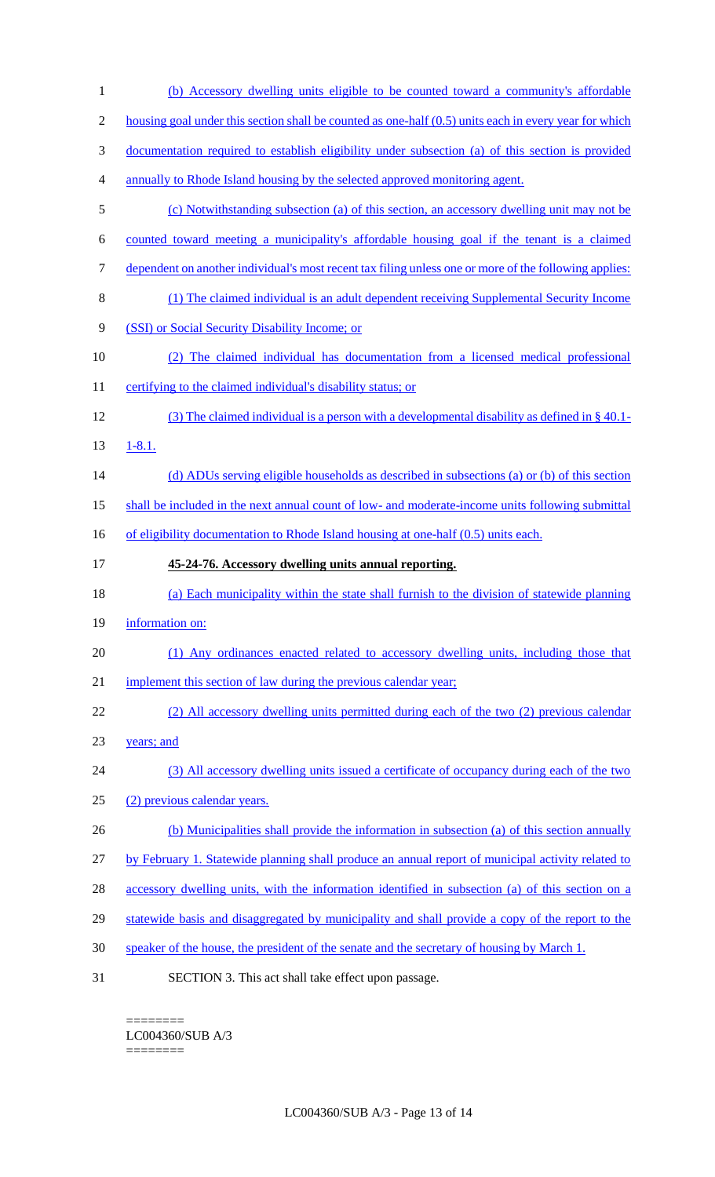(b) Accessory dwelling units eligible to be counted toward a community's affordable housing goal under this section shall be counted as one-half (0.5) units each in every year for which documentation required to establish eligibility under subsection (a) of this section is provided annually to Rhode Island housing by the selected approved monitoring agent.

(c) Notwithstanding subsection (a) of this section, an accessory dwelling unit may not be counted toward meeting a municipality's affordable housing goal if the tenant is a claimed dependent on another individual's most recent tax filing unless one or more of the following applies:

(1) The claimed individual is an adult dependent receiving Supplemental Security Income (SSI) or Social Security Disability Income; or

(2) The claimed individual has documentation from a licensed medical professional certifying to the claimed individual's disability status; or

(3) The claimed individual is a person with a developmental disability as defined in § 40.1-1-8.1.

(d) ADUs serving eligible households as described in subsections (a) or (b) of this section shall be included in the next annual count of low- and moderate-income units following submittal of eligibility documentation to Rhode Island housing at one-half (0.5) units each.

**45-24-76. Accessory dwelling units annual reporting.**

(a) Each municipality within the state shall furnish to the division of statewide planning information on:

(1) Any ordinances enacted related to accessory dwelling units, including those that implement this section of law during the previous calendar year;

(2) All accessory dwelling units permitted during each of the two (2) previous calendar years; and

(3) All accessory dwelling units issued a certificate of occupancy during each of the two (2) previous calendar years.

(b) Municipalities shall provide the information in subsection (a) of this section annually by February 1. Statewide planning shall produce an annual report of municipal activity related to accessory dwelling units, with the information identified in subsection (a) of this section on a statewide basis and disaggregated by municipality and shall provide a copy of the report to the speaker of the house, the president of the senate and the secretary of housing by March 1.

SECTION 3. This act shall take effect upon passage.

========
LC004360/SUB A/3
========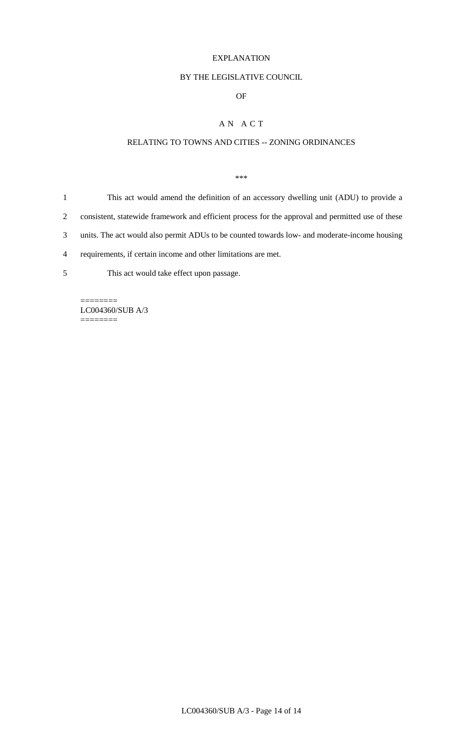EXPLANATION

BY THE LEGISLATIVE COUNCIL

OF

A N A C T

RELATING TO TOWNS AND CITIES -- ZONING ORDINANCES

\*\*\*

This act would amend the definition of an accessory dwelling unit (ADU) to provide a consistent, statewide framework and efficient process for the approval and permitted use of these units. The act would also permit ADUs to be counted towards low- and moderate-income housing requirements, if certain income and other limitations are met.

This act would take effect upon passage.

========
LC004360/SUB A/3
========